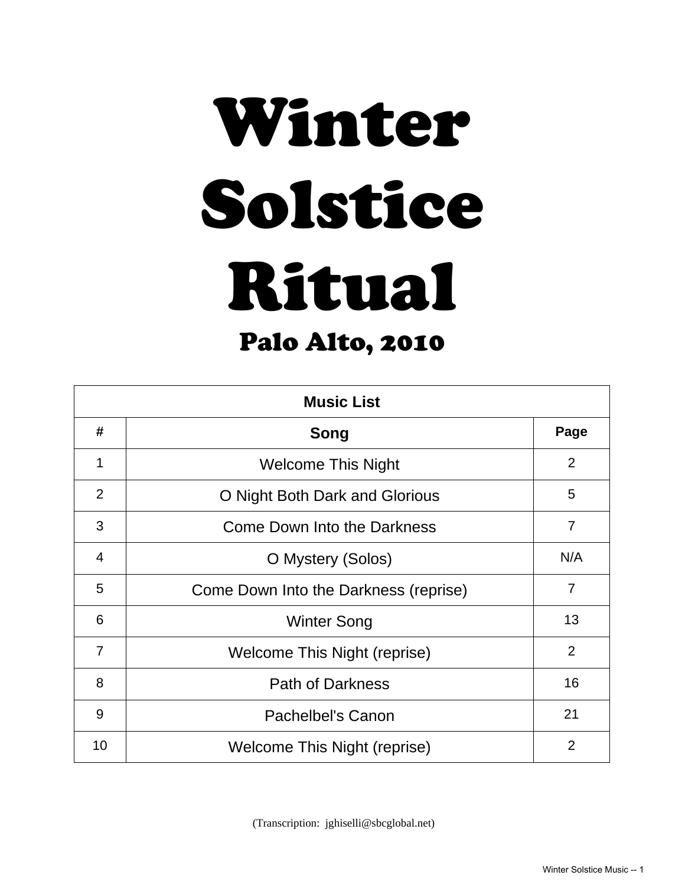# Winter Solstice Ritual

## Palo Alto, 2010

| Music List | | |
|---|---|---|
| # | Song | Page |
| 1 | Welcome This Night | 2 |
| 2 | O Night Both Dark and Glorious | 5 |
| 3 | Come Down Into the Darkness | 7 |
| 4 | O Mystery (Solos) | N/A |
| 5 | Come Down Into the Darkness (reprise) | 7 |
| 6 | Winter Song | 13 |
| 7 | Welcome This Night (reprise) | 2 |
| 8 | Path of Darkness | 16 |
| 9 | Pachelbel's Canon | 21 |
| 10 | Welcome This Night (reprise) | 2 |

(Transcription: jghiselli@sbcglobal.net)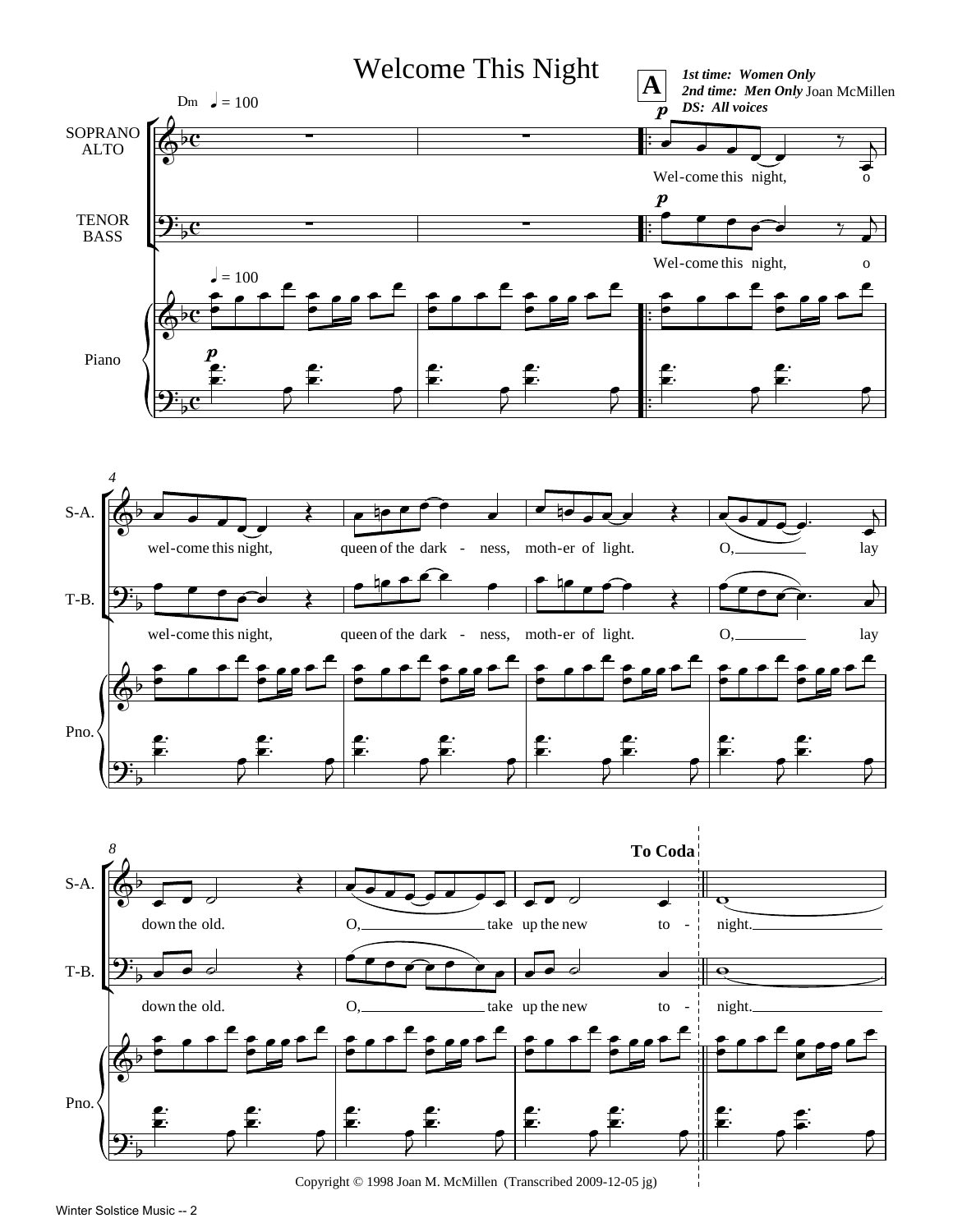# Welcome This Night

Joan McMillen

**A**

***1st time: Women Only***
***2nd time: Men Only***
***DS: All voices***

Dm ♩ = 100

SOPRANO ALTO

TENOR BASS

Piano

Wel-come this night, o wel-come this night, queen of the dark - ness, moth-er of light. O, lay down the old. O, take up the new to - night.

**To Coda**

Copyright © 1998 Joan M. McMillen (Transcribed 2009-12-05 jg)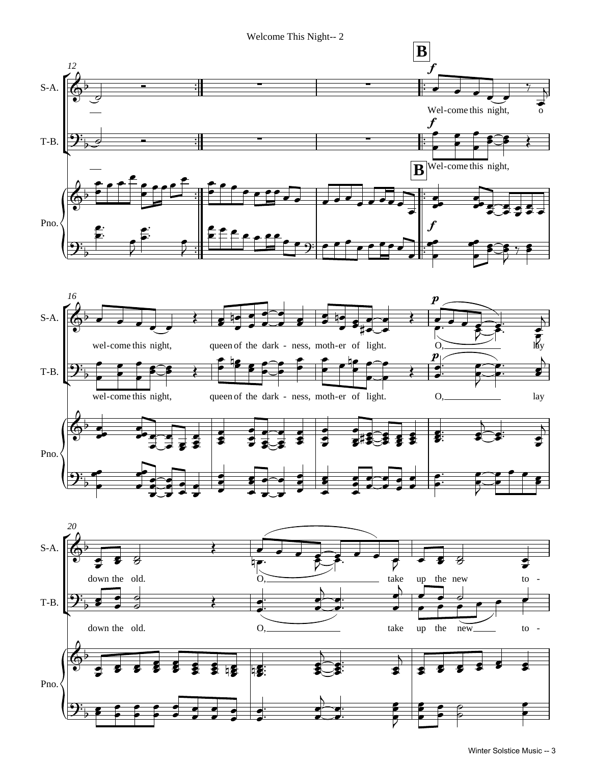Welcome This Night-- 2

**B**

S-A.

T-B.

Pno.

Wel-come this night, o

Wel-come this night,

wel-come this night, queen of the dark - ness, moth-er of light. O, lay

wel-come this night, queen of the dark - ness, moth-er of light. O, lay

down the old. O, take up the new to -

down the old. O, take up the new to -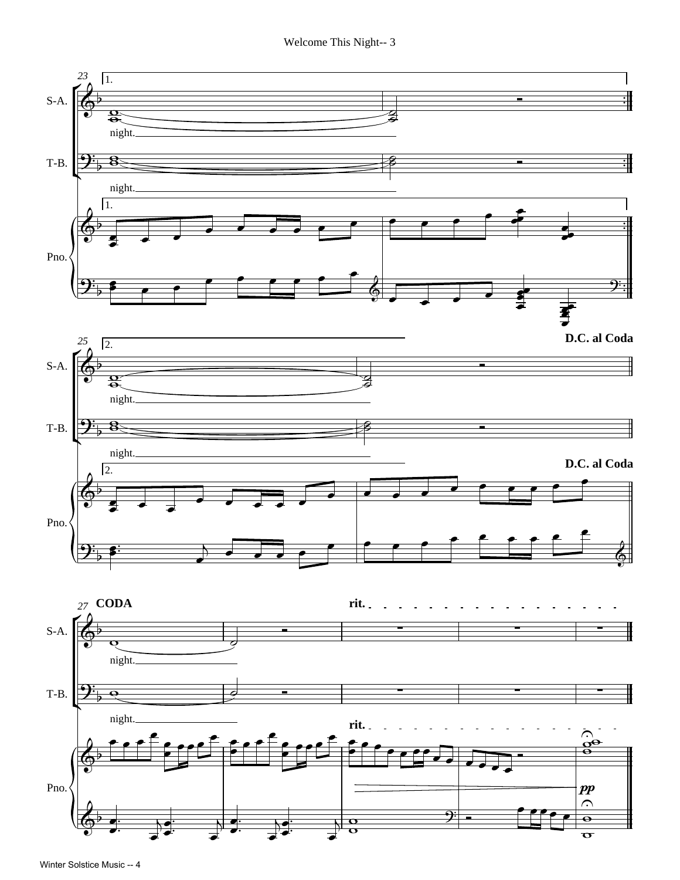23 1.

S-A. night.

T-B. night.

Pno.

25 2. **D.C. al Coda**

S-A. night.

T-B. night.

Pno.

27 **CODA** **rit.**

S-A. night.

T-B. night.

Pno. *pp*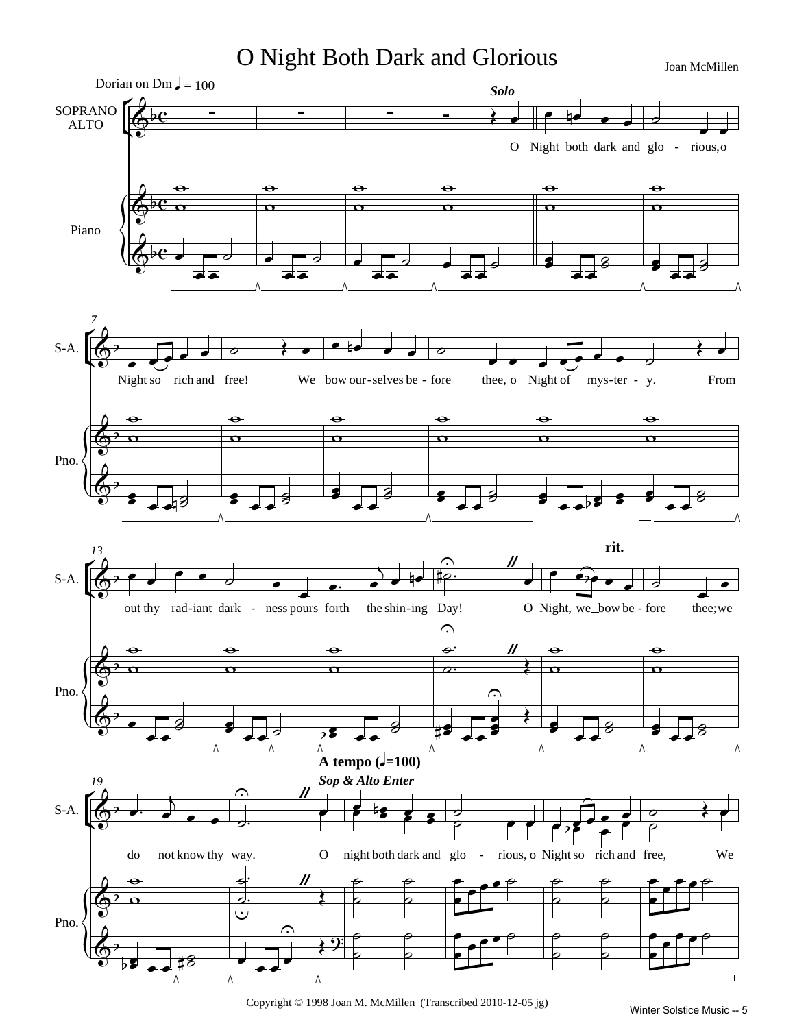# O Night Both Dark and Glorious

Joan McMillen

Dorian on Dm ♩ = 100

*Solo*

O Night both dark and glo - rious, o Night so rich and free! We bow our-selves be - fore thee, o Night of mys-ter - y. From out thy rad-iant dark - ness pours forth the shin-ing Day! O Night, we bow be - fore thee; we do not know thy way.

**rit.**

**A tempo (♩=100)**

*Sop & Alto Enter*

O night both dark and glo - rious, o Night so rich and free, We

Copyright © 1998 Joan M. McMillen (Transcribed 2010-12-05 jg)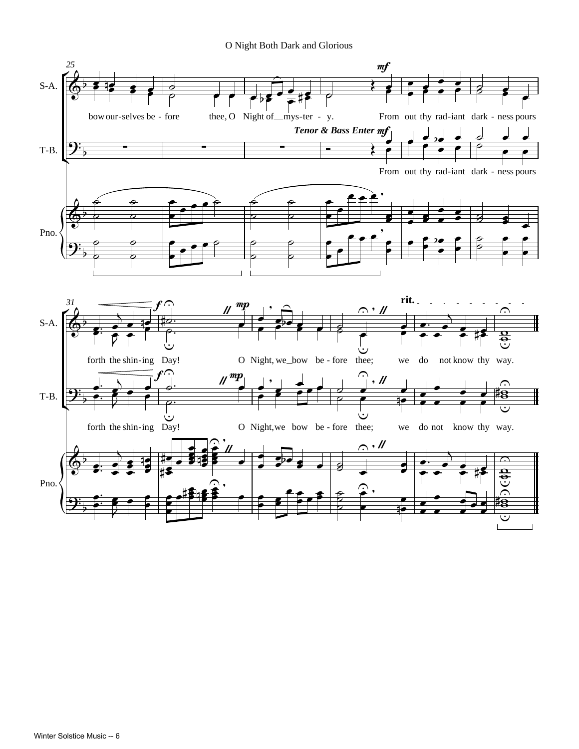O Night Both Dark and Glorious

25

S-A.

bow our-selves be - fore thee, O Night of mys-ter - y. From out thy rad-iant dark - ness pours

*Tenor & Bass Enter* mf

T-B.

From out thy rad-iant dark - ness pours

Pno.

31

S-A.

forth the shin-ing Day! O Night, we bow be - fore thee; we do not know thy way.

rit.

T-B.

forth the shin-ing Day! O Night, we bow be - fore thee; we do not know thy way.

Pno.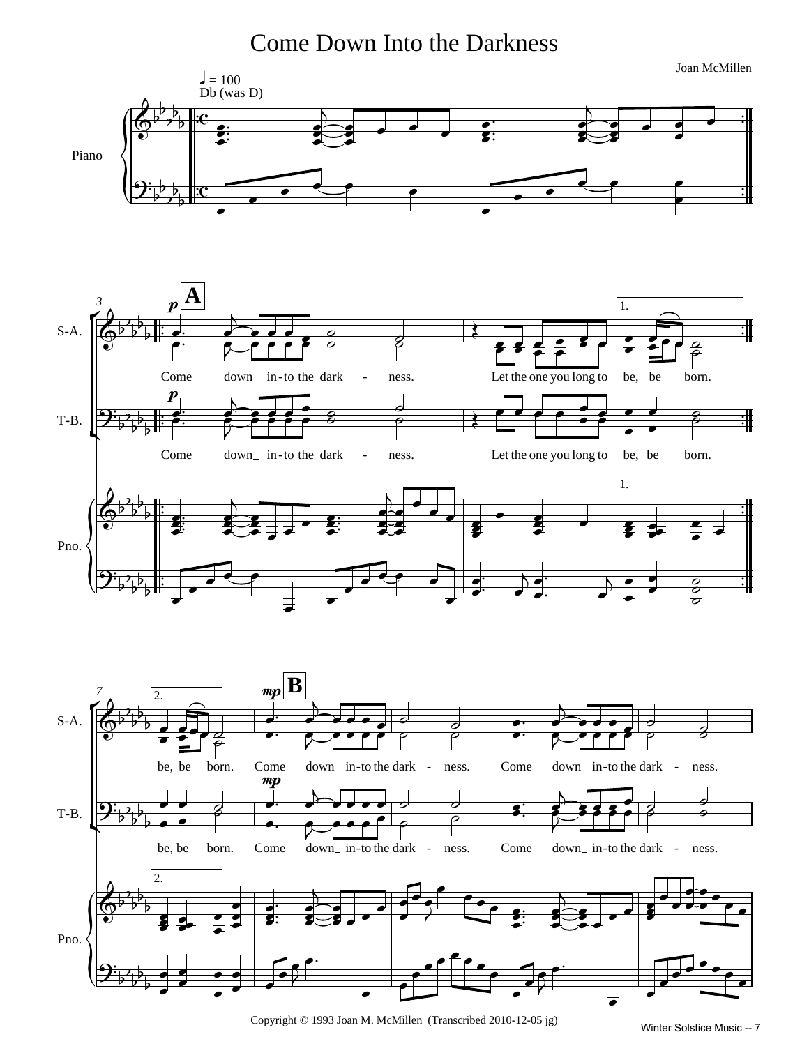# Come Down Into the Darkness

Joan McMillen

♩ = 100
Db (was D)

Piano

A

S-A.: Come down_ in-to the dark - ness. Let the one you long to be, be___born.

T-B.: Come down_ in-to the dark - ness. Let the one you long to be, be born.

Pno.

B

S-A.: be, be___born. Come down_ in-to the dark - ness. Come down_ in-to the dark - ness.

T-B.: be, be born. Come down_ in-to the dark - ness. Come down_ in-to the dark - ness.

Pno.

Copyright © 1993 Joan M. McMillen (Transcribed 2010-12-05 jg)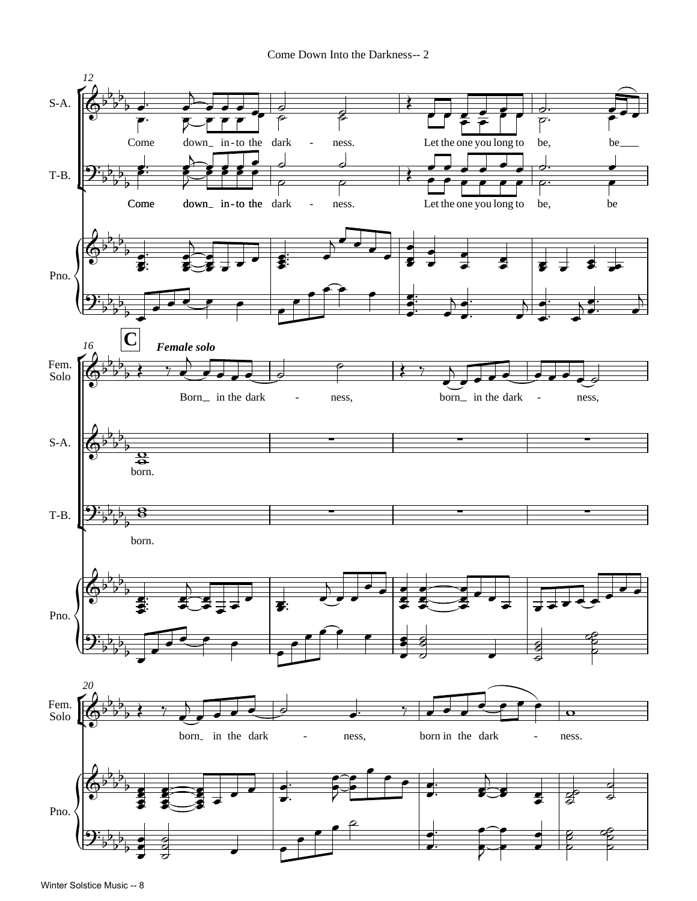12

S-A.

Come down_ in-to the dark - ness. Let the one you long to be, be___

T-B.

Come down_ in-to the dark - ness. Let the one you long to be, be

Pno.

16

**C**

***Female solo***

Fem. Solo

Born_ in the dark - ness, born_ in the dark - ness,

S-A.

born.

T-B.

born.

Pno.

20

Fem. Solo

born_ in the dark - ness, born in the dark - ness.

Pno.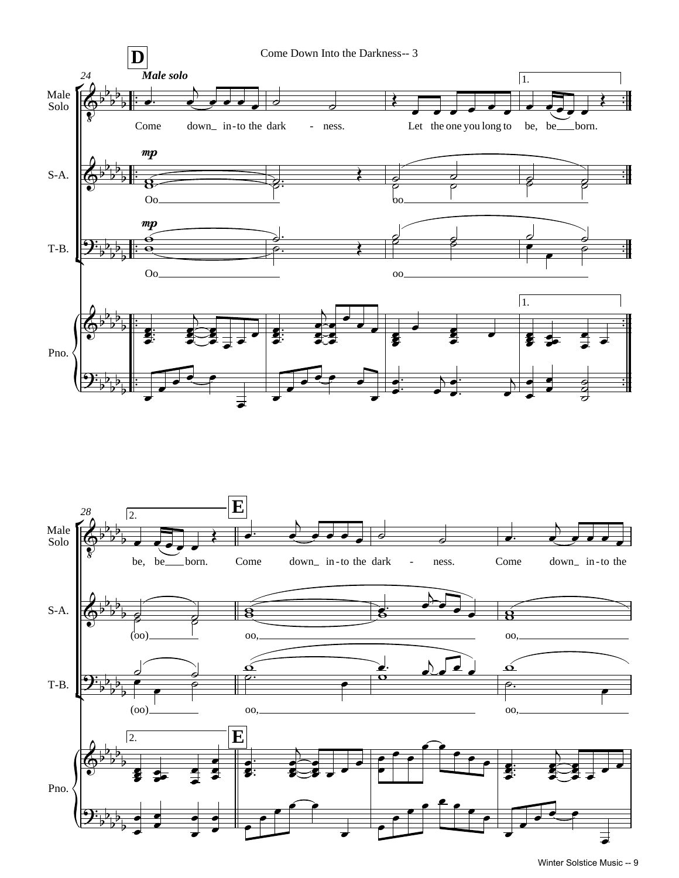**D**

24

*Male solo*

Male Solo: Come down_ in-to the dark - ness. Let the one you long to be, be___ born.

1.

*mp*

S-A.: Oo___ oo___

*mp*

T-B.: Oo___ oo___

Pno.

28

2.

**E**

Male Solo: be, be___ born. Come down_ in-to the dark - ness. Come down_ in-to the

S-A.: (oo)___ oo,___ oo,___

T-B.: (oo)___ oo,___ oo,___

Pno.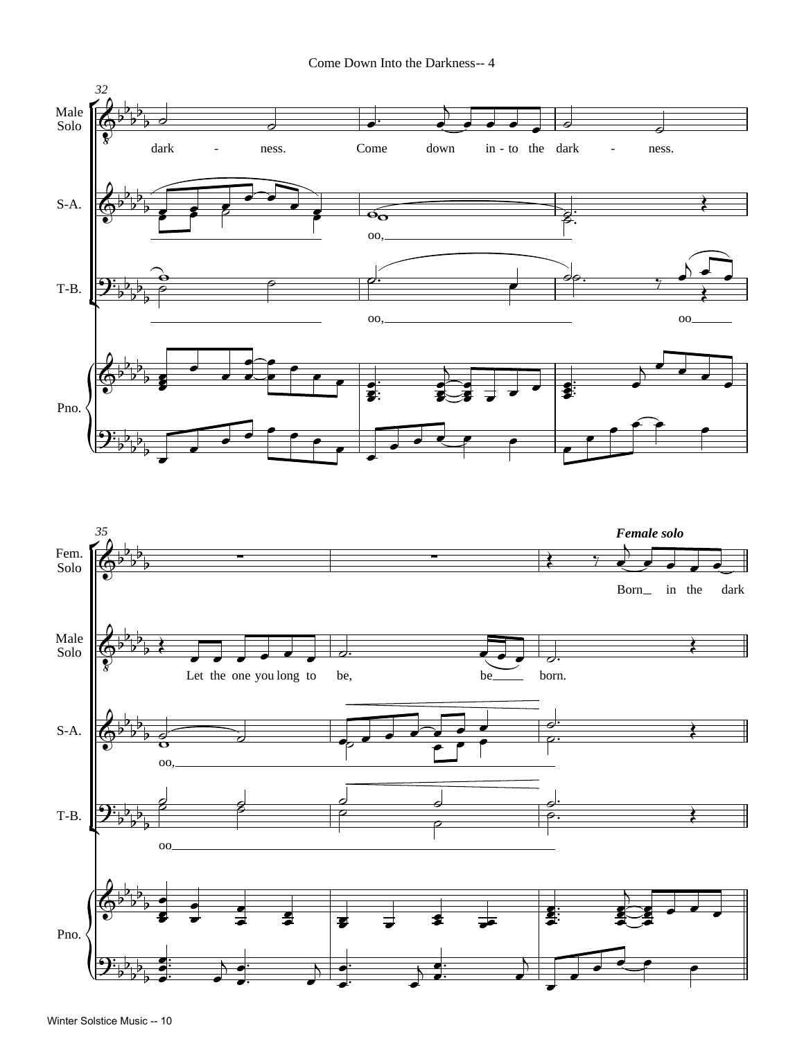32

Male Solo

dark - ness. Come down in - to the dark - ness.

S-A.

oo,

T-B.

oo, oo

Pno.

35

Fem. Solo

***Female solo***

Born in the dark

Male Solo

Let the one you long to be, be born.

S-A.

oo,

T-B.

oo

Pno.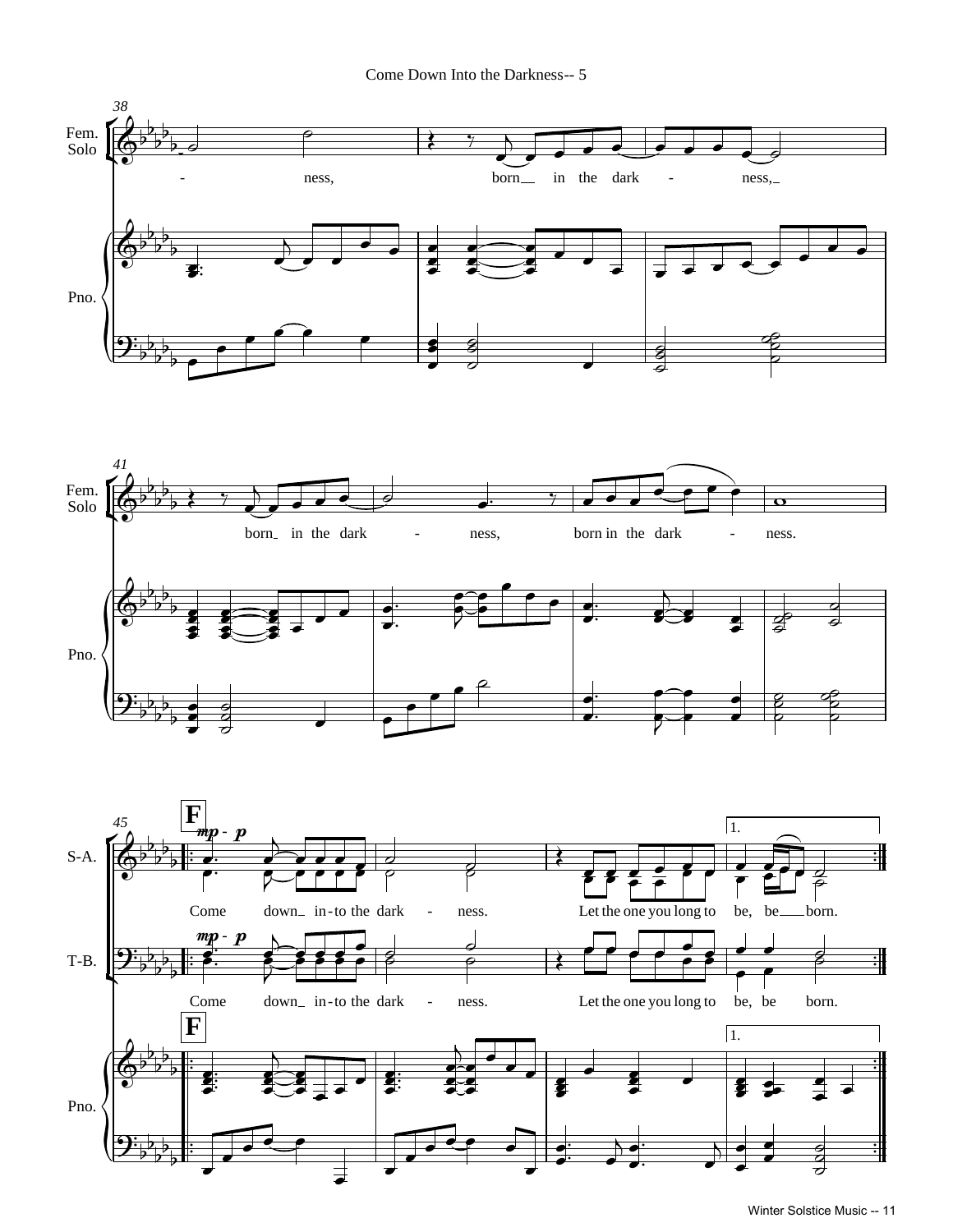Come Down Into the Darkness-- 5

38

Fem. Solo

- ness, born in the dark - ness,

Pno.

41

Fem. Solo

born in the dark - ness, born in the dark - ness.

Pno.

45

**F**

*mp* - *p*

S-A.

Come down in-to the dark - ness. Let the one you long to be, be born.

*mp* - *p*

T-B.

Come down in-to the dark - ness. Let the one you long to be, be born.

**F**

Pno.

1.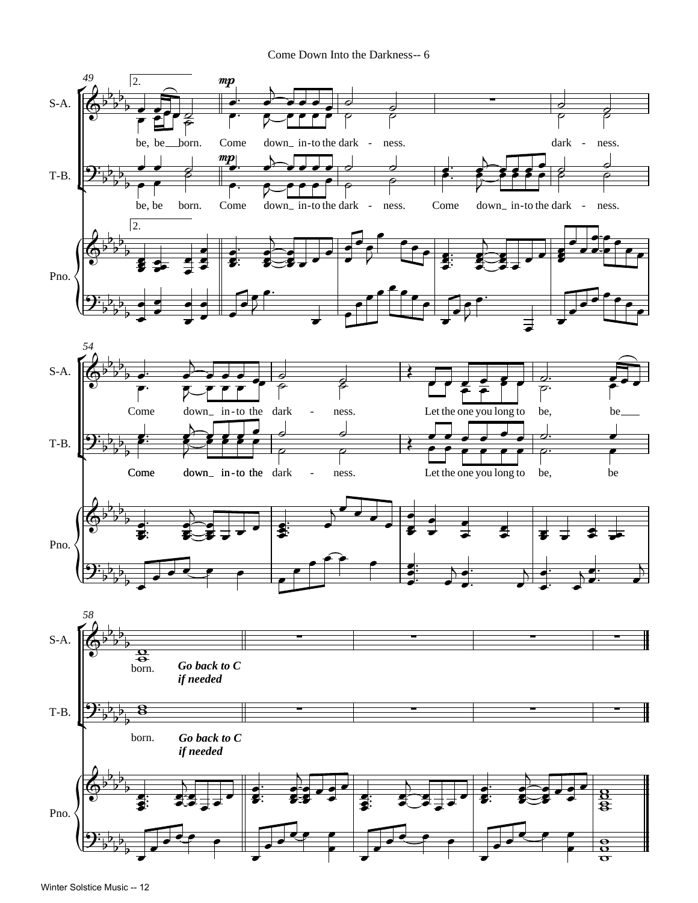Come Down Into the Darkness-- 6

S-A.

be, be___born. Come down_ in-to the dark - ness. dark - ness.

T-B.

be, be born. Come down_ in-to the dark - ness. Come down_ in-to the dark - ness.

Pno.

S-A.

Come down_ in-to the dark - ness. Let the one you long to be, be___

T-B.

Come down_ in-to the dark - ness. Let the one you long to be, be

Pno.

S-A.

born. ***Go back to C if needed***

T-B.

born. ***Go back to C if needed***

Pno.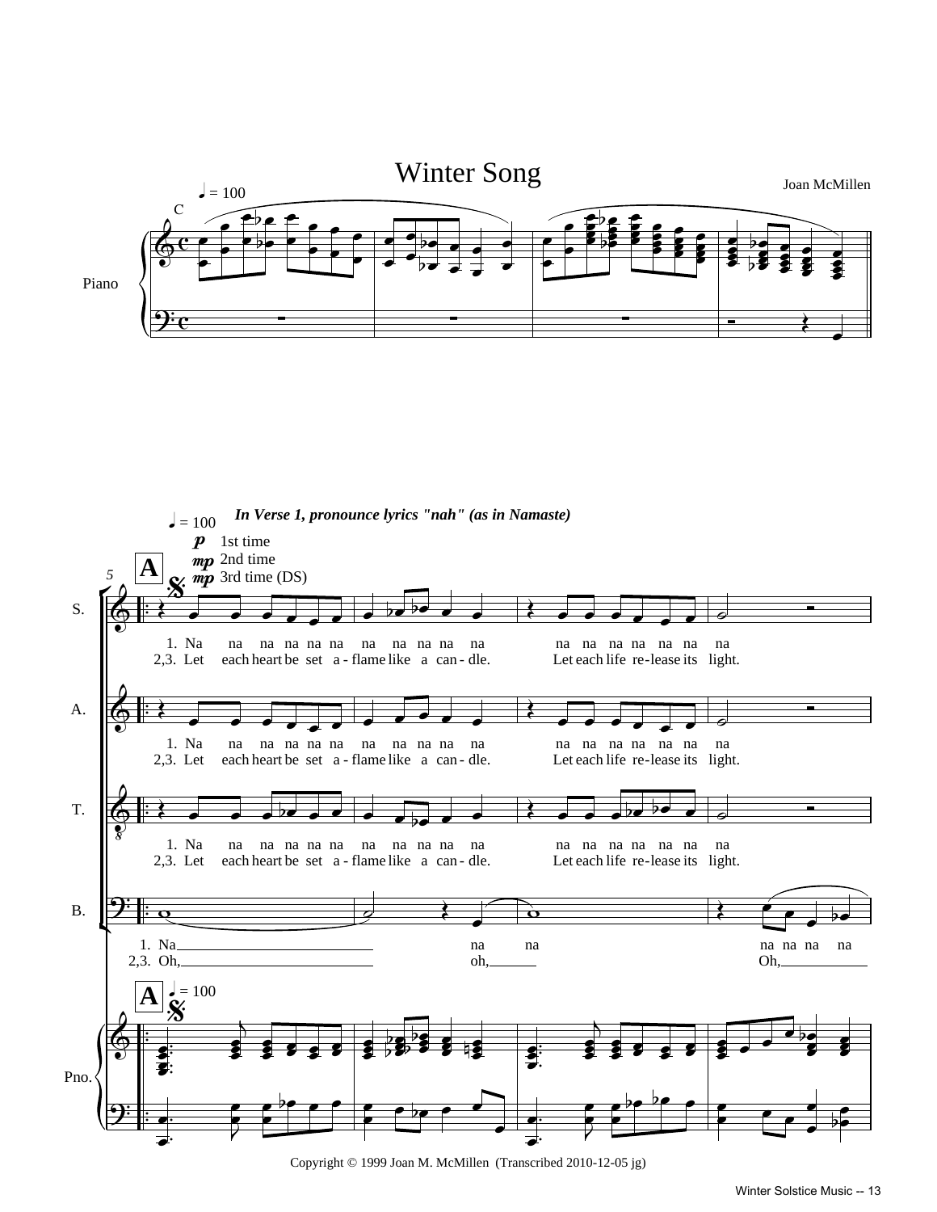# Winter Song

Joan McMillen

*In Verse 1, pronounce lyrics "nah" (as in Namaste)*

**p** 1st time
**mp** 2nd time
**mp** 3rd time (DS)

S./A./T.:
1. Na na na na na na na na na na na na na na na na na na
2,3. Let each heart be set a - flame like a can - dle. Let each life re - lease its light.

B.:
1. Na na na na na na na
2,3. Oh, oh, Oh,

Copyright © 1999 Joan M. McMillen (Transcribed 2010-12-05 jg)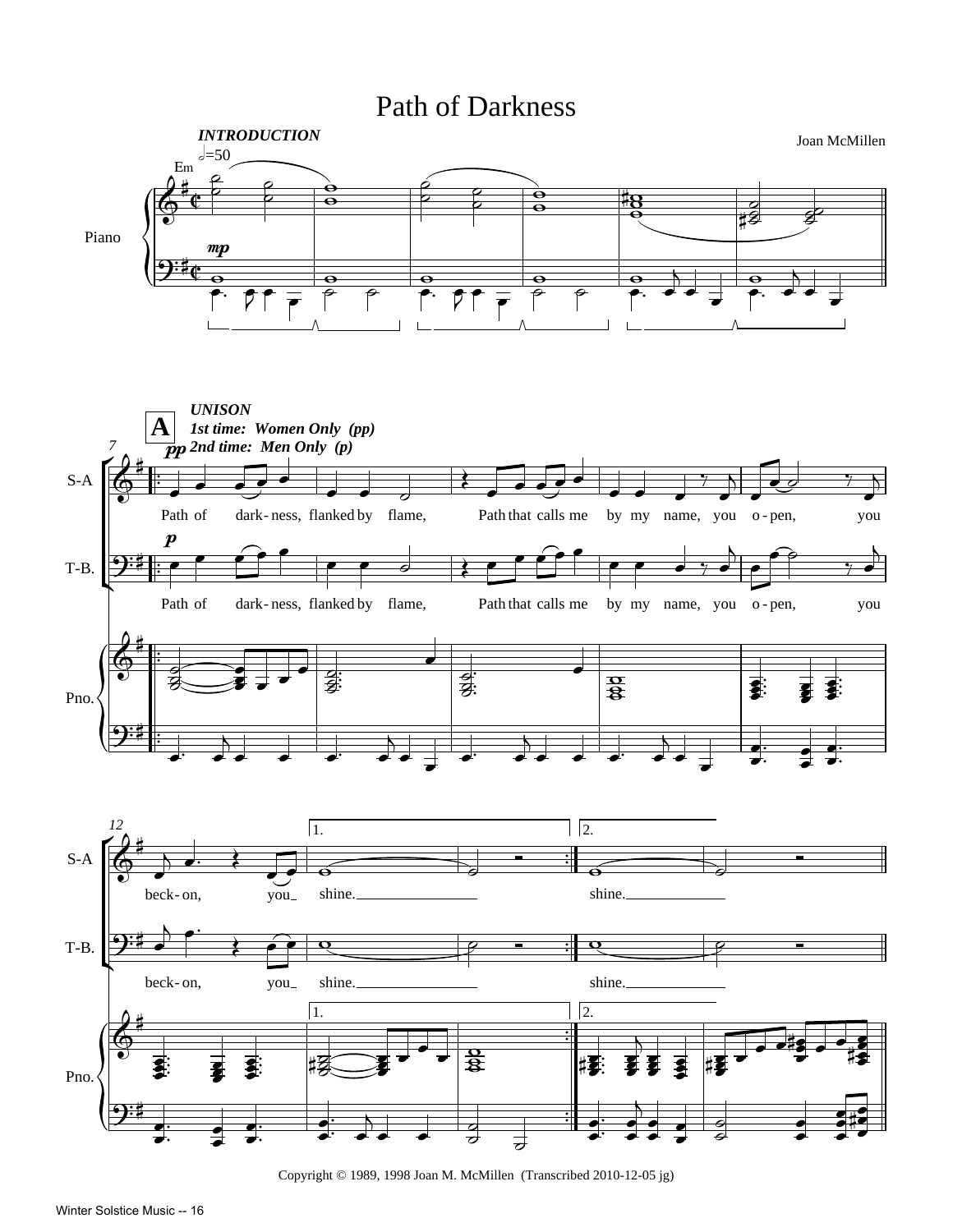# Path of Darkness

Joan McMillen

*INTRODUCTION*

*UNISON*
*1st time: Women Only (pp)*
*2nd time: Men Only (p)*

Path of dark-ness, flanked by flame, Path that calls me by my name, you o-pen, you beck-on, you shine.

Copyright © 1989, 1998 Joan M. McMillen (Transcribed 2010-12-05 jg)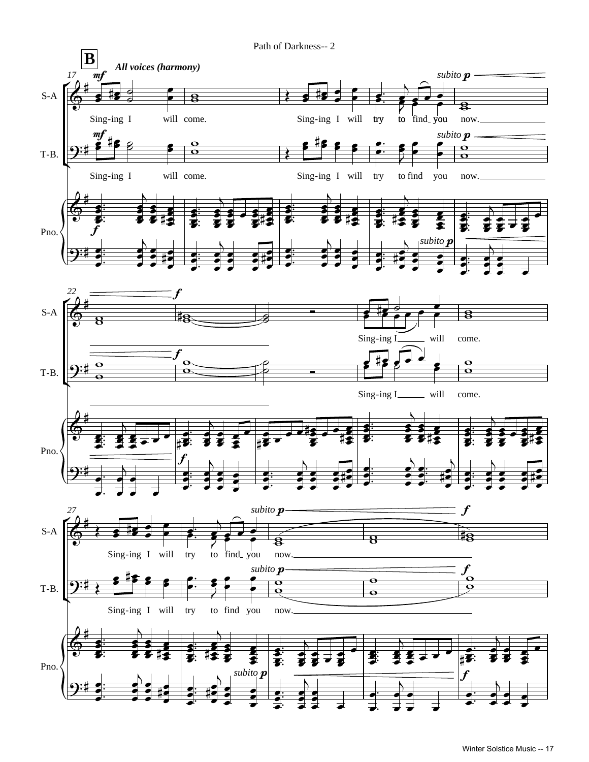**B**

*All voices (harmony)*

S-A:
Sing-ing I will come. Sing-ing I will try to find you now.

T-B.:
Sing-ing I will come. Sing-ing I will try to find you now.

Pno.

S-A:
Sing-ing I will come.

T-B.:
Sing-ing I will come.

Pno.

S-A:
Sing-ing I will try to find you now.

T-B.:
Sing-ing I will try to find you now.

Pno.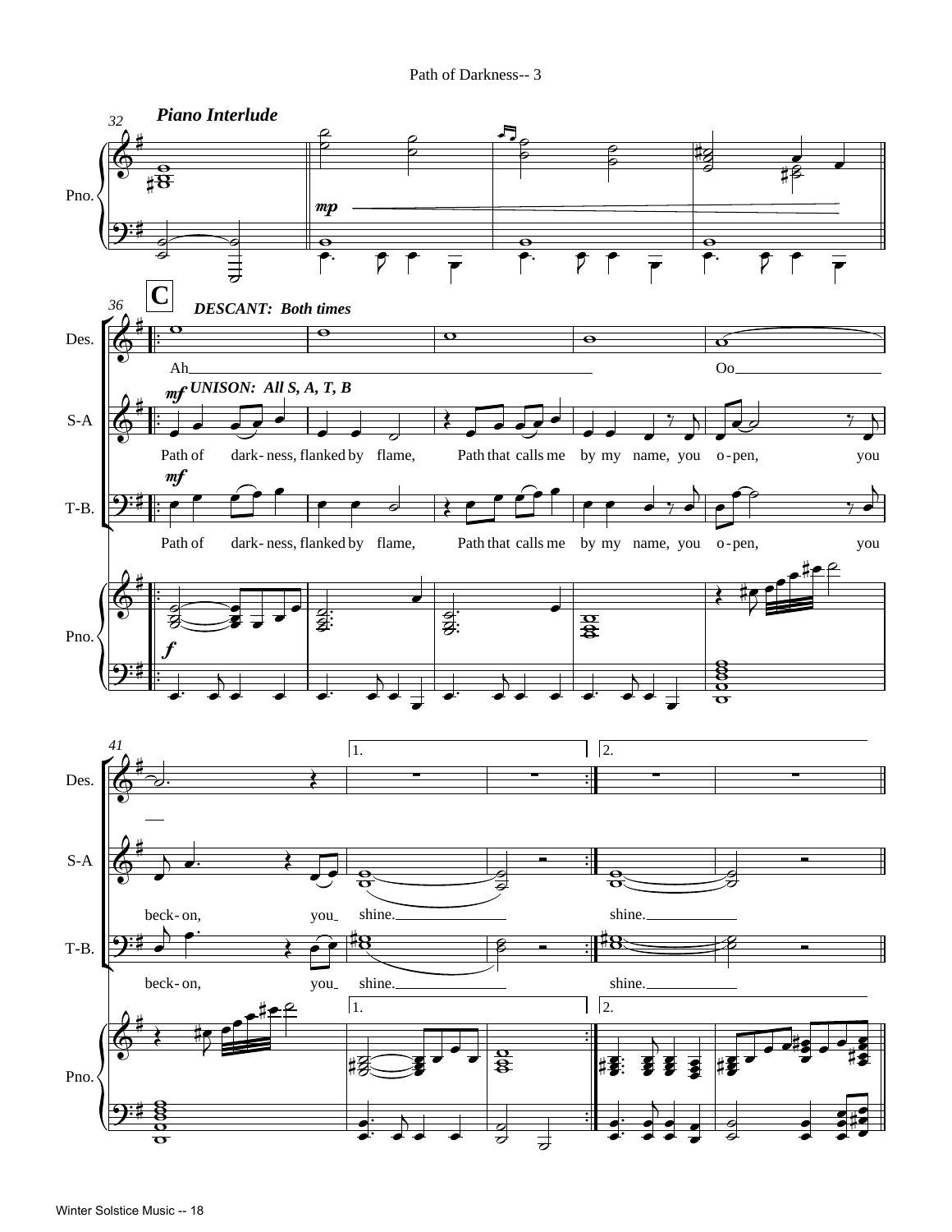*Piano Interlude*

**C**

*DESCANT: Both times*

Ah \_\_\_ Oo \_\_\_

*UNISON: All S, A, T, B*

Path of dark-ness, flanked by flame, Path that calls me by my name, you o-pen, you beck-on, you shine. \_\_\_ shine. \_\_\_

Path of dark-ness, flanked by flame, Path that calls me by my name, you o-pen, you beck-on, you shine. \_\_\_ shine. \_\_\_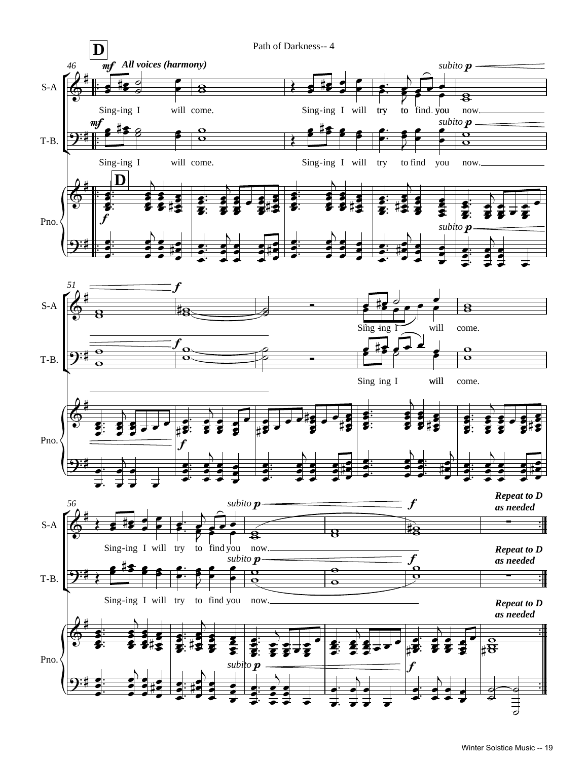Path of Darkness-- 4

**D**

46 *mf* ***All voices (harmony)***

S-A: Sing-ing I will come. Sing-ing I will try to find you now.

*subito p*

T-B.: Sing-ing I will come. Sing-ing I will try to find you now.

Pno. **D** *f* *subito p*

51 *f*

S-A: Sing-ing I will come.

T-B.: Sing ing I will come.

Pno. *f*

56 *subito p* *f*

S-A: Sing-ing I will try to find you now.

T-B.: Sing-ing I will try to find you now.

Pno. *subito p* *f*

***Repeat to D as needed***

***Repeat to D as needed***

***Repeat to D as needed***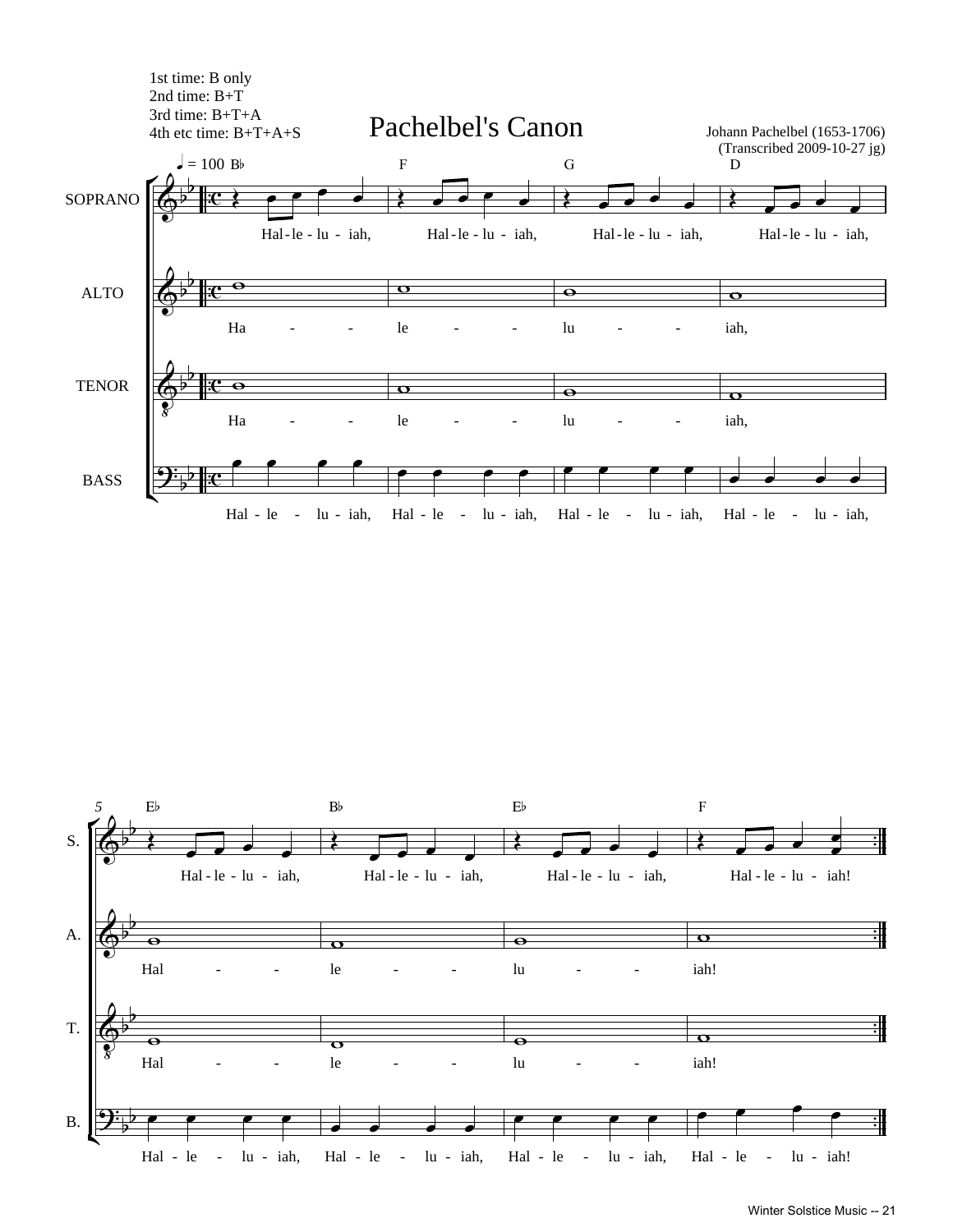1st time: B only
2nd time: B+T
3rd time: B+T+A
4th etc time: B+T+A+S

# Pachelbel's Canon

Johann Pachelbel (1653-1706)
(Transcribed 2009-10-27 jg)

♩ = 100

B♭ F G D

SOPRANO: Hal - le - lu - iah, Hal - le - lu - iah, Hal - le - lu - iah, Hal - le - lu - iah,

ALTO: Ha - - le - - lu - - iah,

TENOR: Ha - - le - - lu - - iah,

BASS: Hal - le - lu - iah, Hal - le - lu - iah, Hal - le - lu - iah, Hal - le - lu - iah,

5

E♭ B♭ E♭ F

S.: Hal - le - lu - iah, Hal - le - lu - iah, Hal - le - lu - iah, Hal - le - lu - iah!

A.: Hal - - le - - lu - - iah!

T.: Hal - - le - - lu - - iah!

B.: Hal - le - lu - iah, Hal - le - lu - iah, Hal - le - lu - iah, Hal - le - lu - iah!